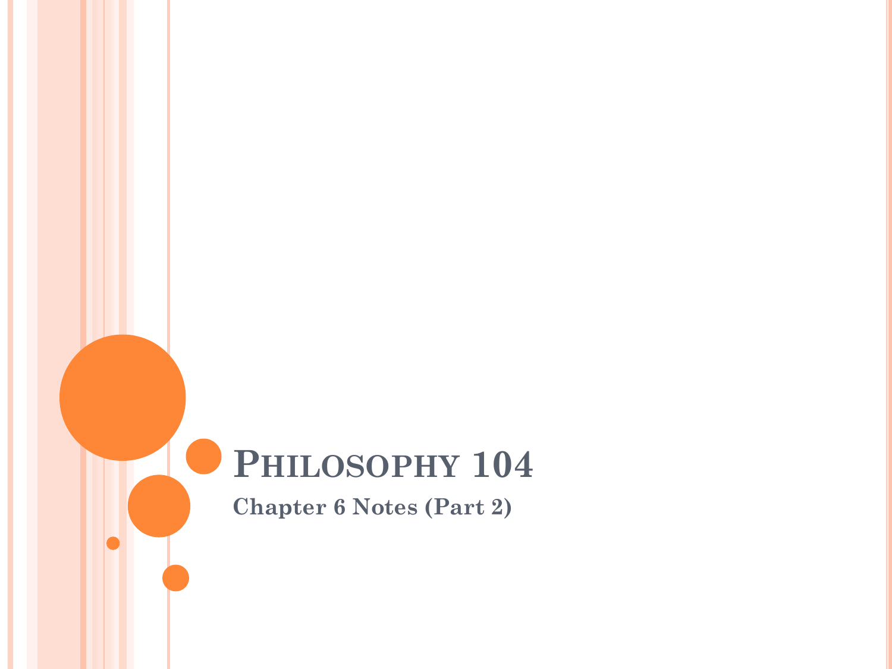# Philosophy 104

## Chapter 6 Notes (Part 2)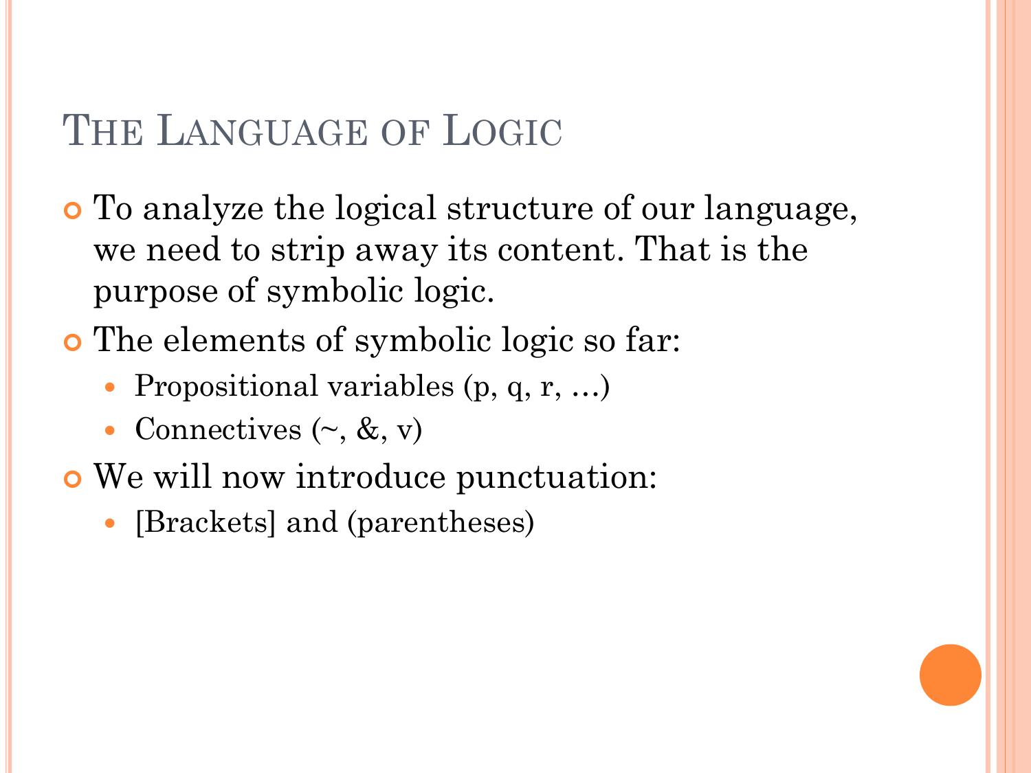# The Language of Logic

- To analyze the logical structure of our language, we need to strip away its content. That is the purpose of symbolic logic.
- The elements of symbolic logic so far:
  - Propositional variables (p, q, r, …)
  - Connectives (~, &, v)
- We will now introduce punctuation:
  - [Brackets] and (parentheses)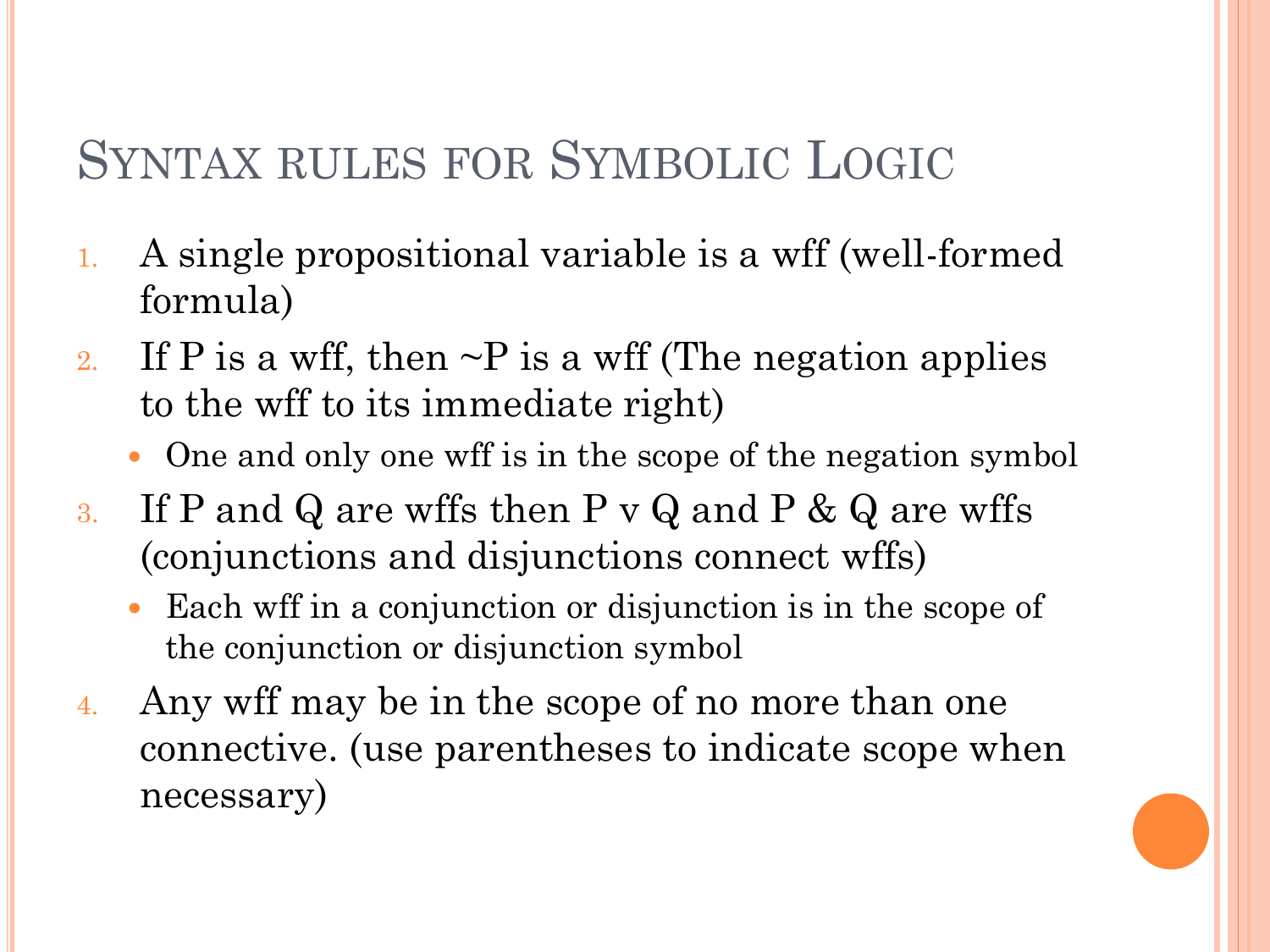# Syntax rules for Symbolic Logic

1. A single propositional variable is a wff (well-formed formula)
2. If P is a wff, then ~P is a wff (The negation applies to the wff to its immediate right)
   - One and only one wff is in the scope of the negation symbol
3. If P and Q are wffs then P v Q and P & Q are wffs (conjunctions and disjunctions connect wffs)
   - Each wff in a conjunction or disjunction is in the scope of the conjunction or disjunction symbol
4. Any wff may be in the scope of no more than one connective. (use parentheses to indicate scope when necessary)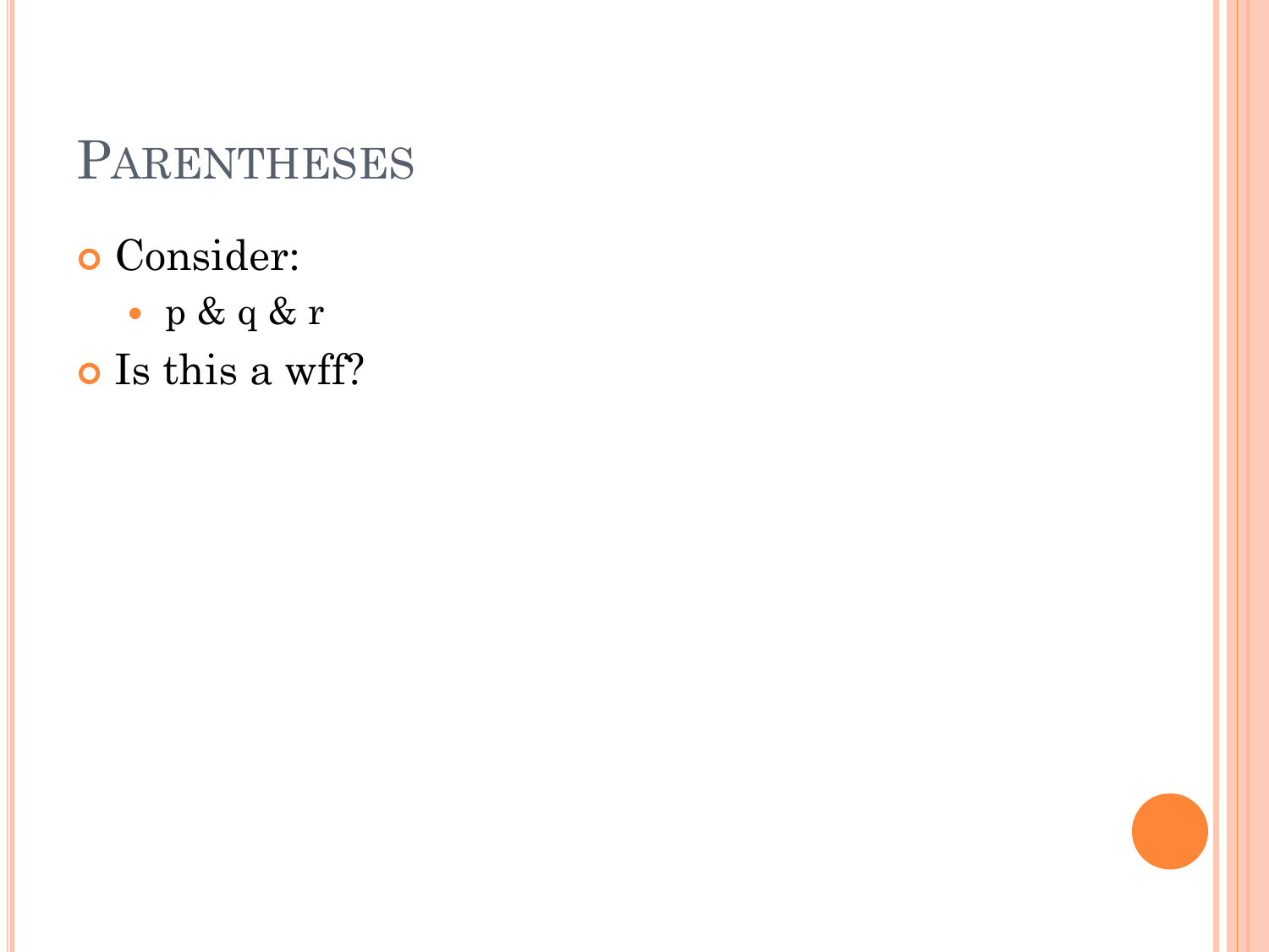# Parentheses

- Consider:
  - p & q & r
- Is this a wff?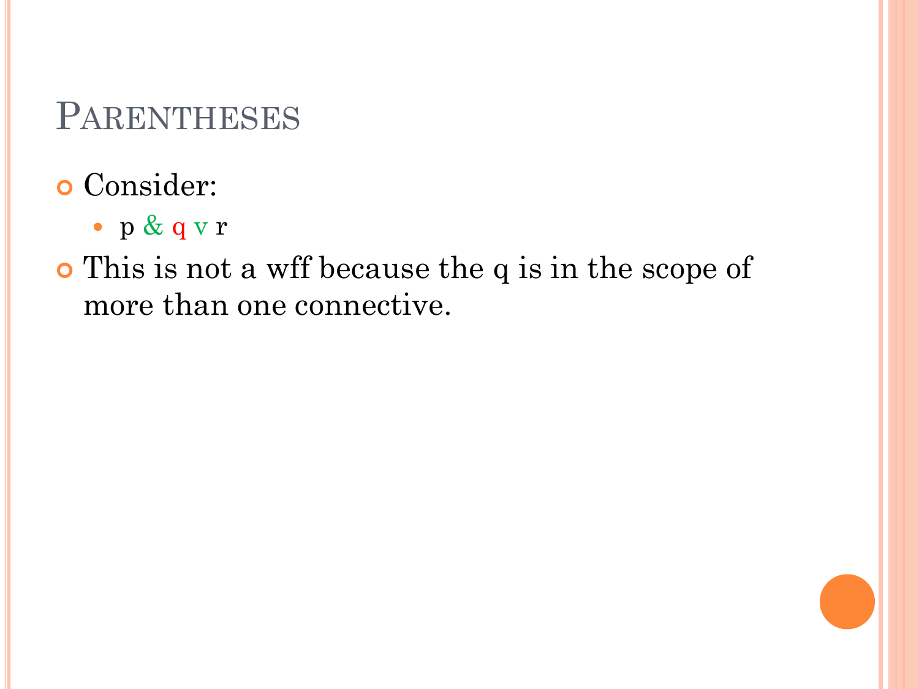# Parentheses

- Consider:
  - p & q v r
- This is not a wff because the q is in the scope of more than one connective.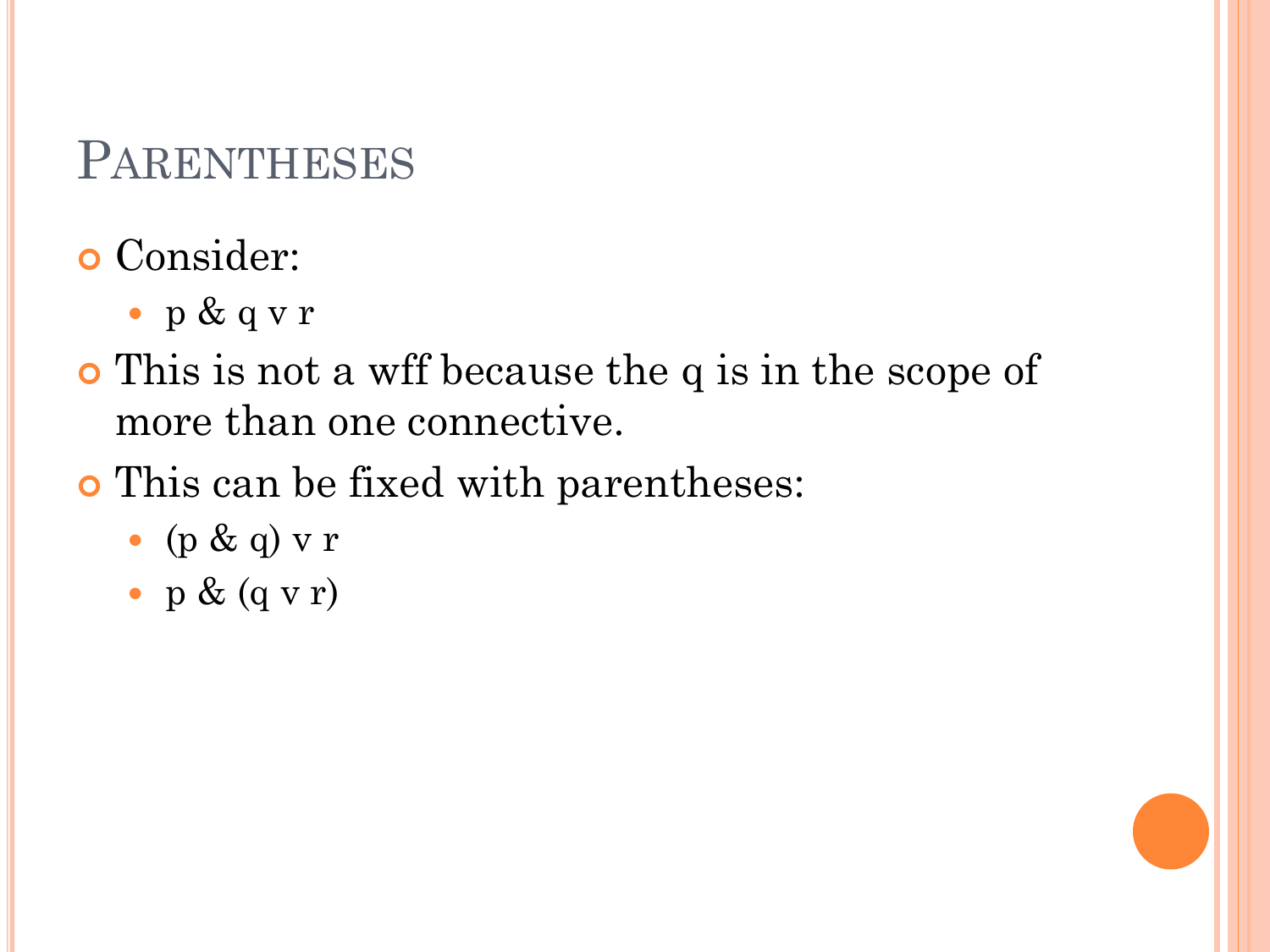# Parentheses

- Consider:
  - p & q v r
- This is not a wff because the q is in the scope of more than one connective.
- This can be fixed with parentheses:
  - (p & q) v r
  - p & (q v r)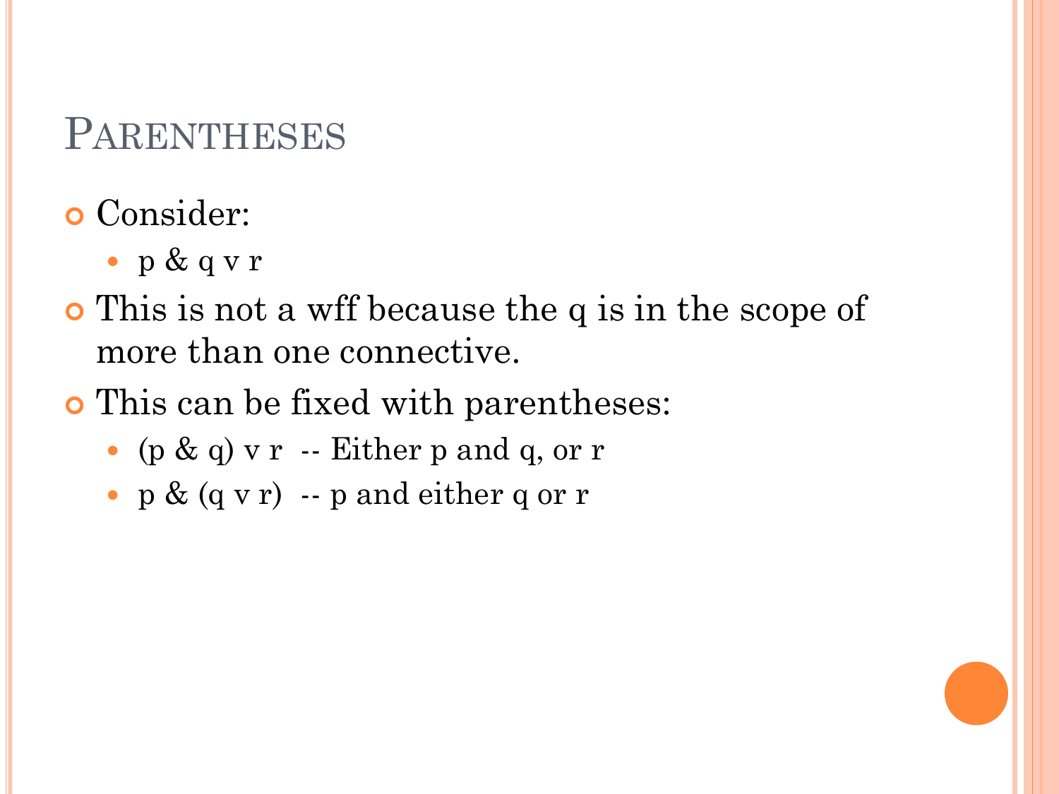# Parentheses

- Consider:
  - p & q v r
- This is not a wff because the q is in the scope of more than one connective.
- This can be fixed with parentheses:
  - (p & q) v r -- Either p and q, or r
  - p & (q v r) -- p and either q or r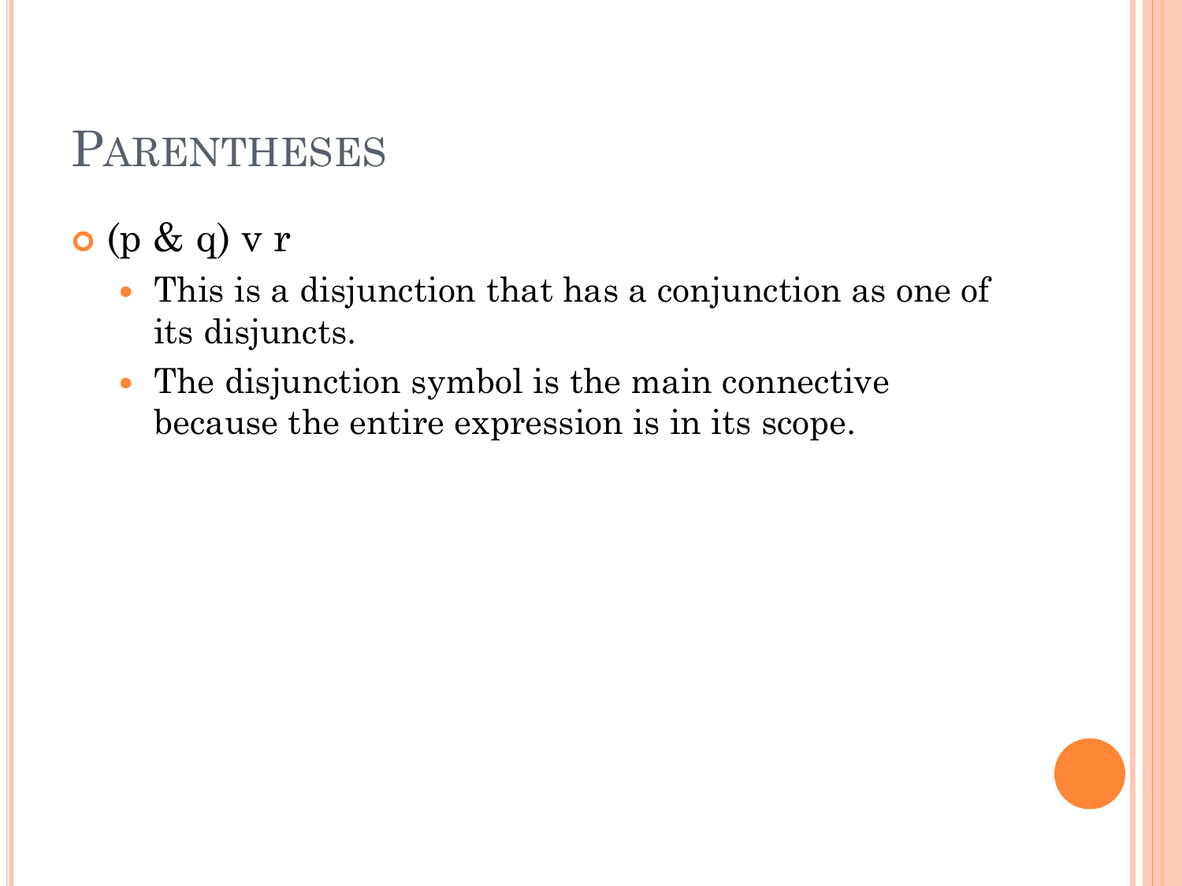# Parentheses

- (p & q) v r
  - This is a disjunction that has a conjunction as one of its disjuncts.
  - The disjunction symbol is the main connective because the entire expression is in its scope.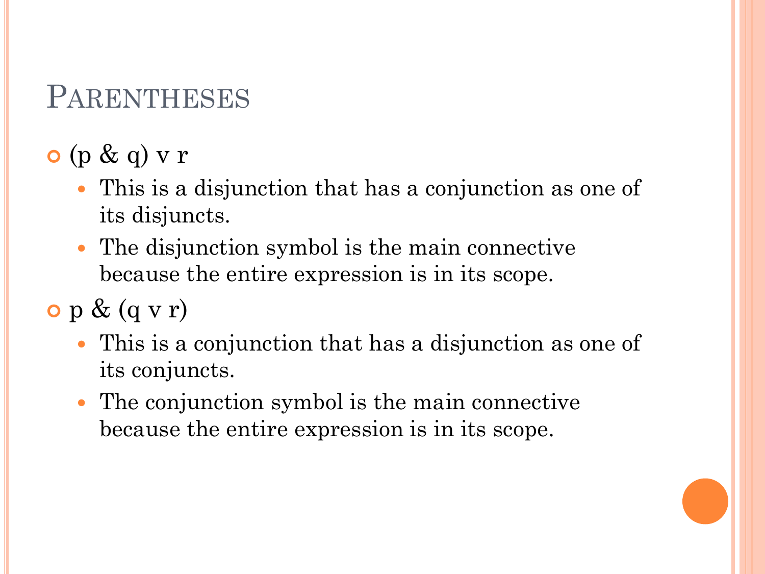# Parentheses

- (p & q) v r
  - This is a disjunction that has a conjunction as one of its disjuncts.
  - The disjunction symbol is the main connective because the entire expression is in its scope.
- p & (q v r)
  - This is a conjunction that has a disjunction as one of its conjuncts.
  - The conjunction symbol is the main connective because the entire expression is in its scope.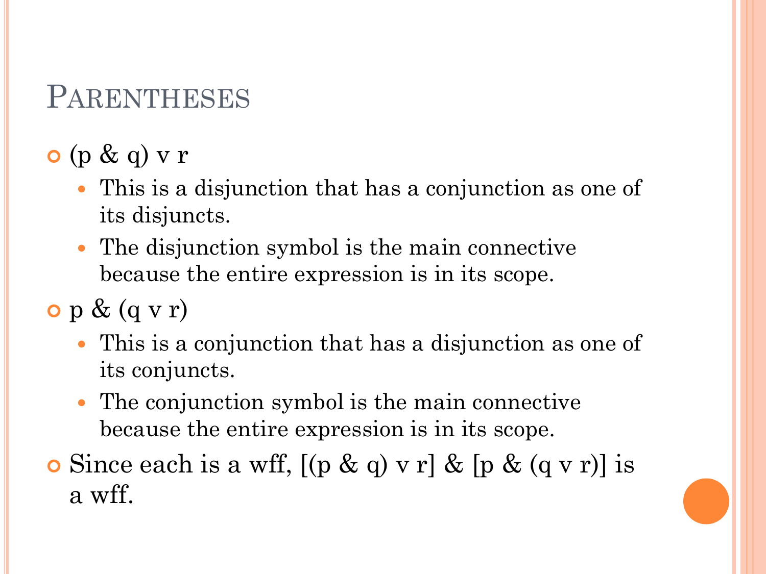# Parentheses

- (p & q) v r
  - This is a disjunction that has a conjunction as one of its disjuncts.
  - The disjunction symbol is the main connective because the entire expression is in its scope.
- p & (q v r)
  - This is a conjunction that has a disjunction as one of its conjuncts.
  - The conjunction symbol is the main connective because the entire expression is in its scope.
- Since each is a wff, [(p & q) v r] & [p & (q v r)] is a wff.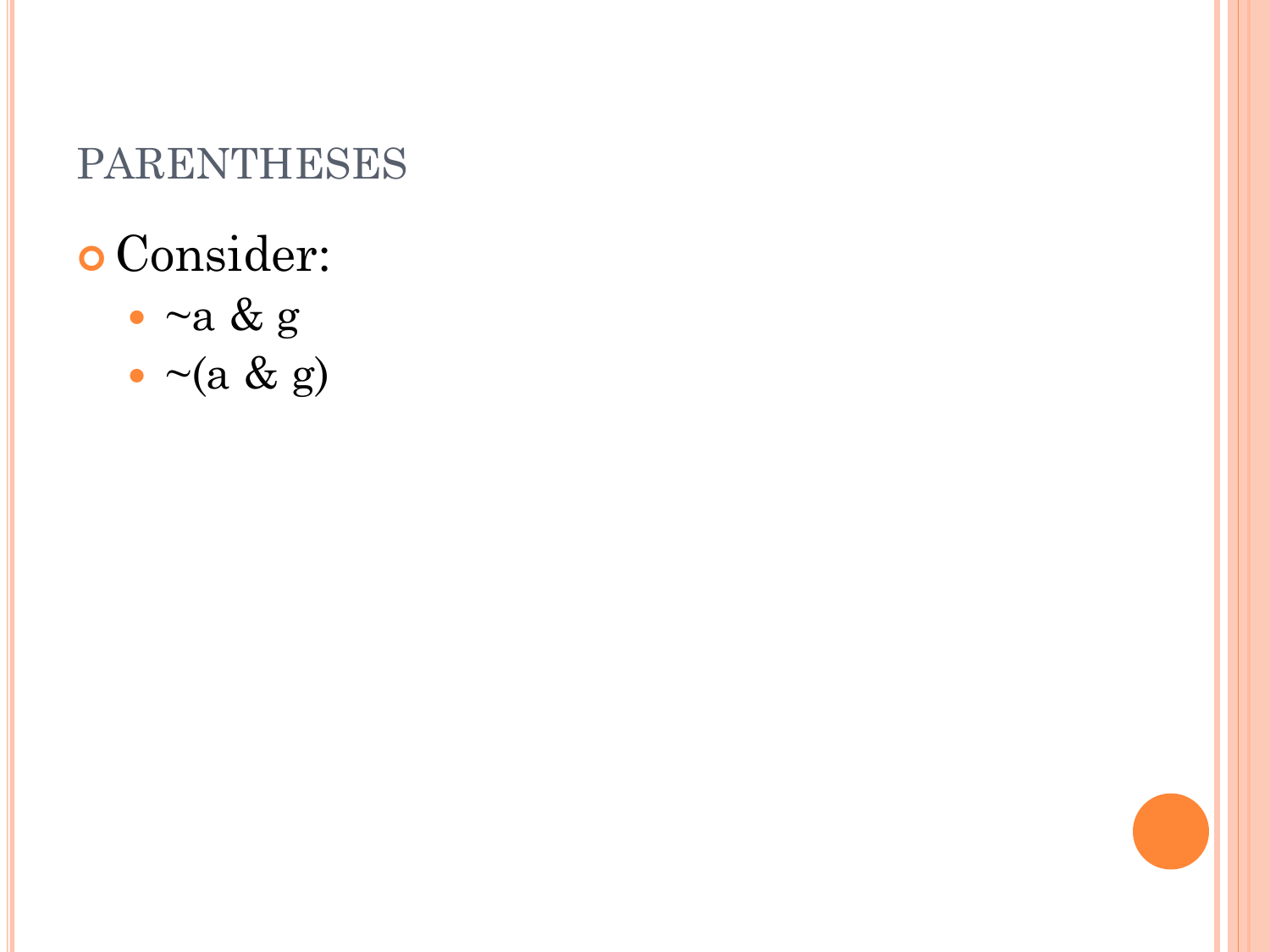## PARENTHESES

- Consider:
  - ~a & g
  - ~(a & g)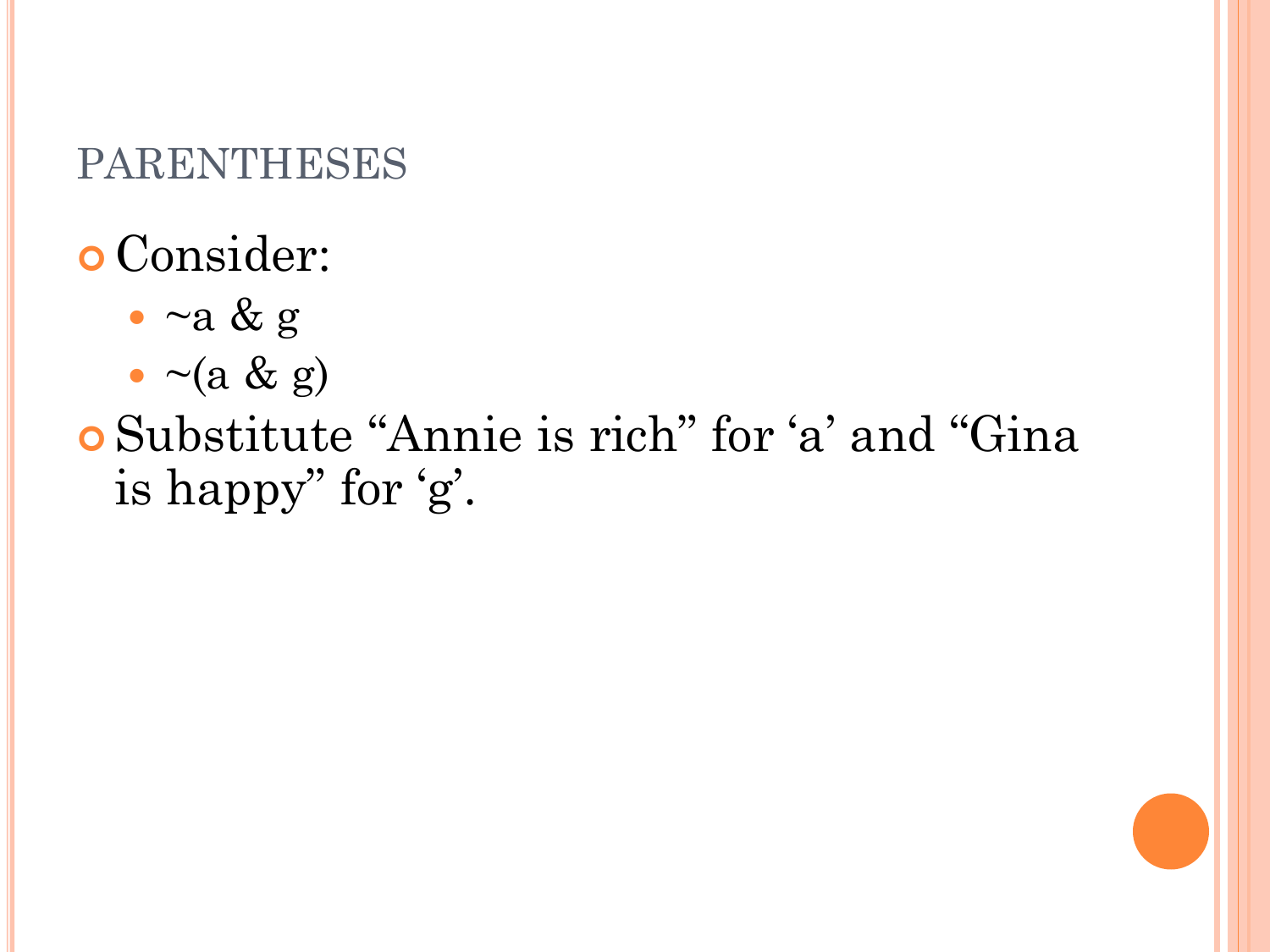## PARENTHESES

- Consider:
  - ~a & g
  - ~(a & g)
- Substitute "Annie is rich" for 'a' and "Gina is happy" for 'g'.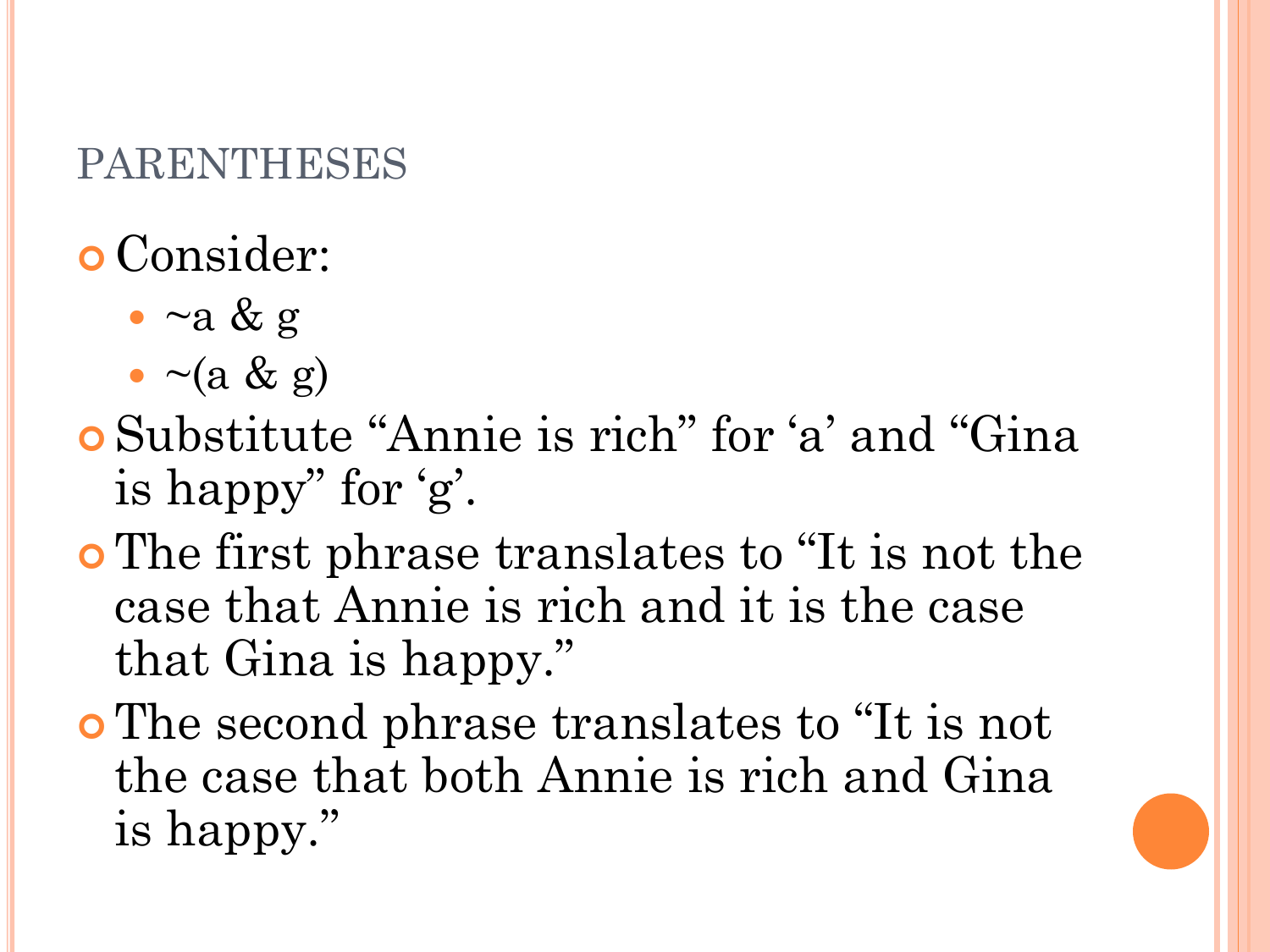## PARENTHESES

- Consider:
  - ~a & g
  - ~(a & g)
- Substitute “Annie is rich” for ‘a’ and “Gina is happy” for ‘g’.
- The first phrase translates to “It is not the case that Annie is rich and it is the case that Gina is happy.”
- The second phrase translates to “It is not the case that both Annie is rich and Gina is happy.”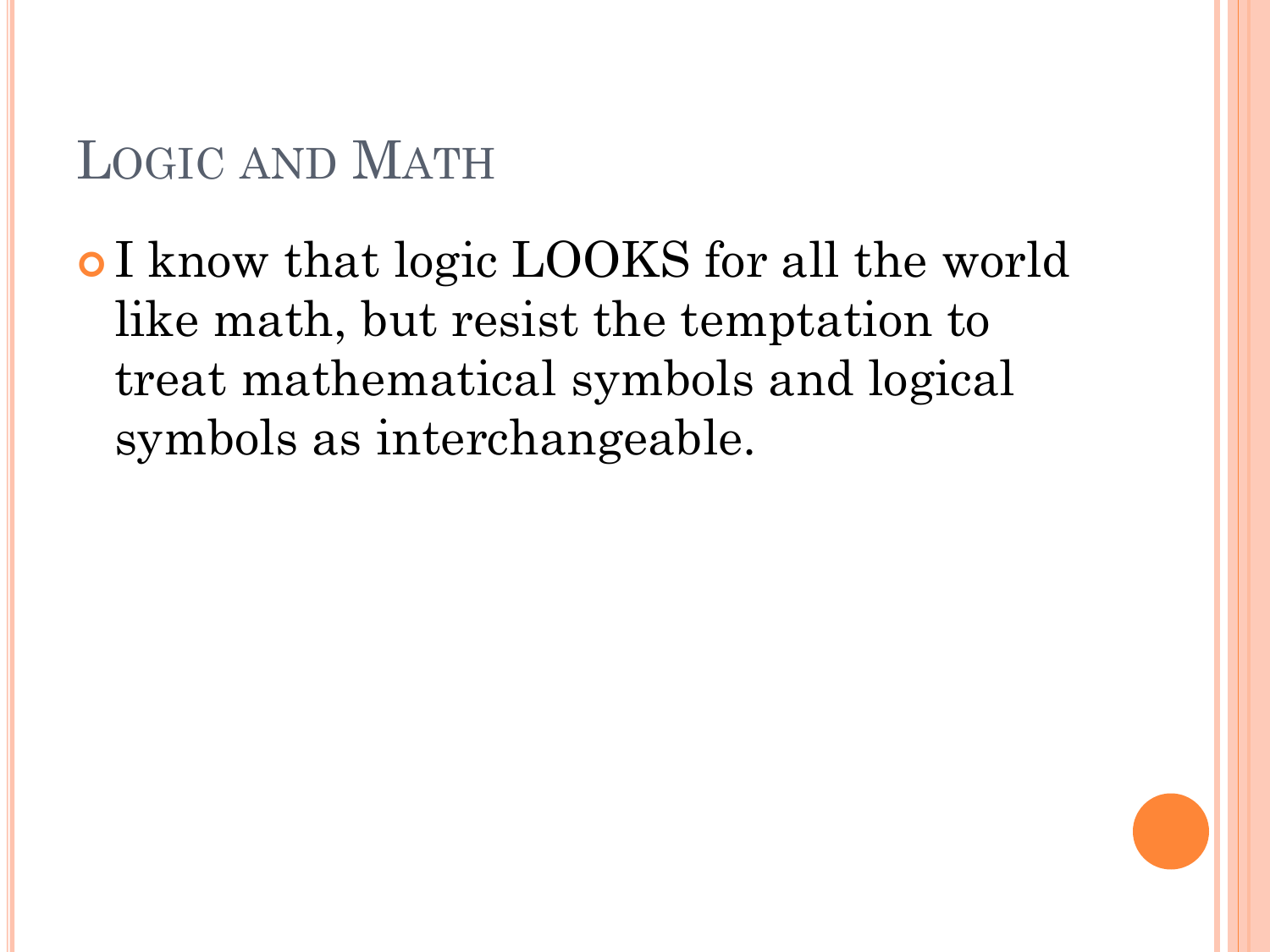# Logic and Math

- I know that logic LOOKS for all the world like math, but resist the temptation to treat mathematical symbols and logical symbols as interchangeable.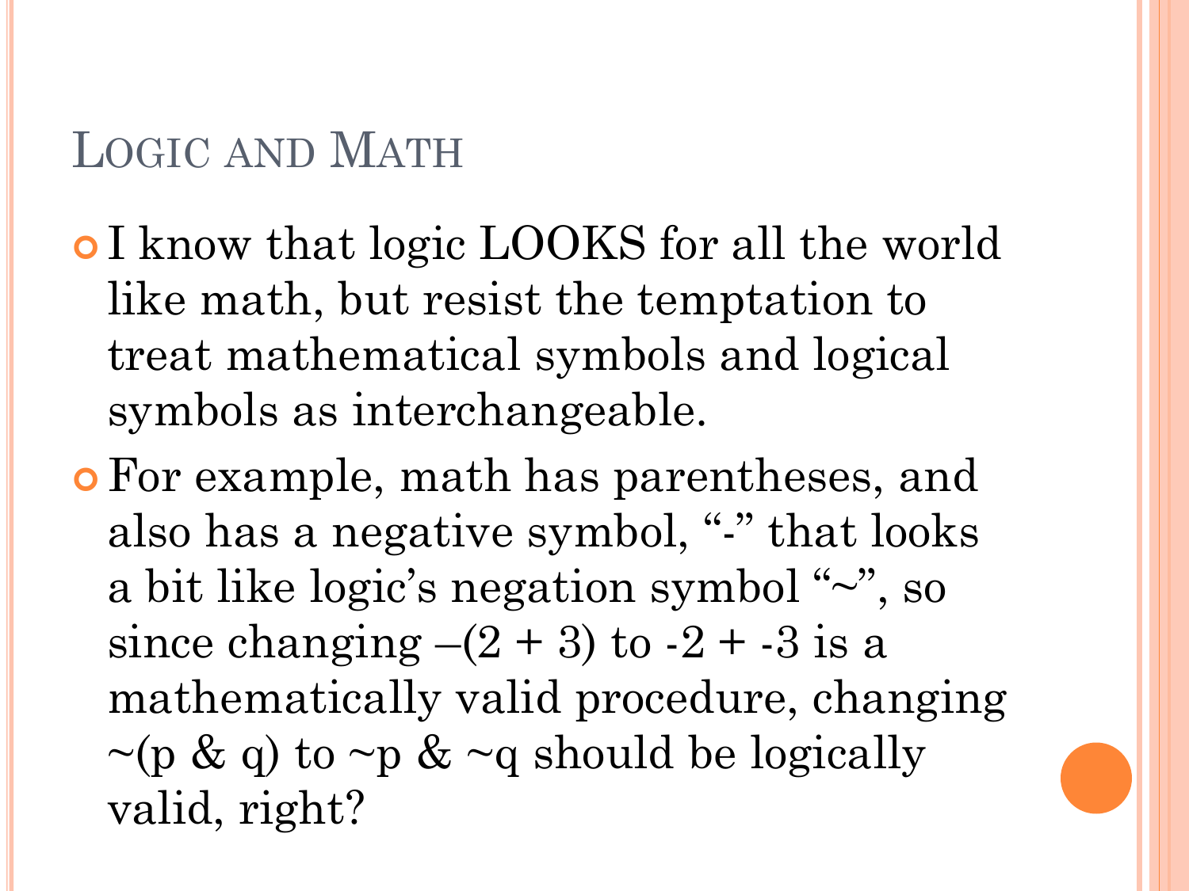# Logic and Math

- I know that logic LOOKS for all the world like math, but resist the temptation to treat mathematical symbols and logical symbols as interchangeable.
- For example, math has parentheses, and also has a negative symbol, "-" that looks a bit like logic's negation symbol "~", so since changing $-(2 + 3)$ to $-2 + -3$ is a mathematically valid procedure, changing ~(p & q) to ~p & ~q should be logically valid, right?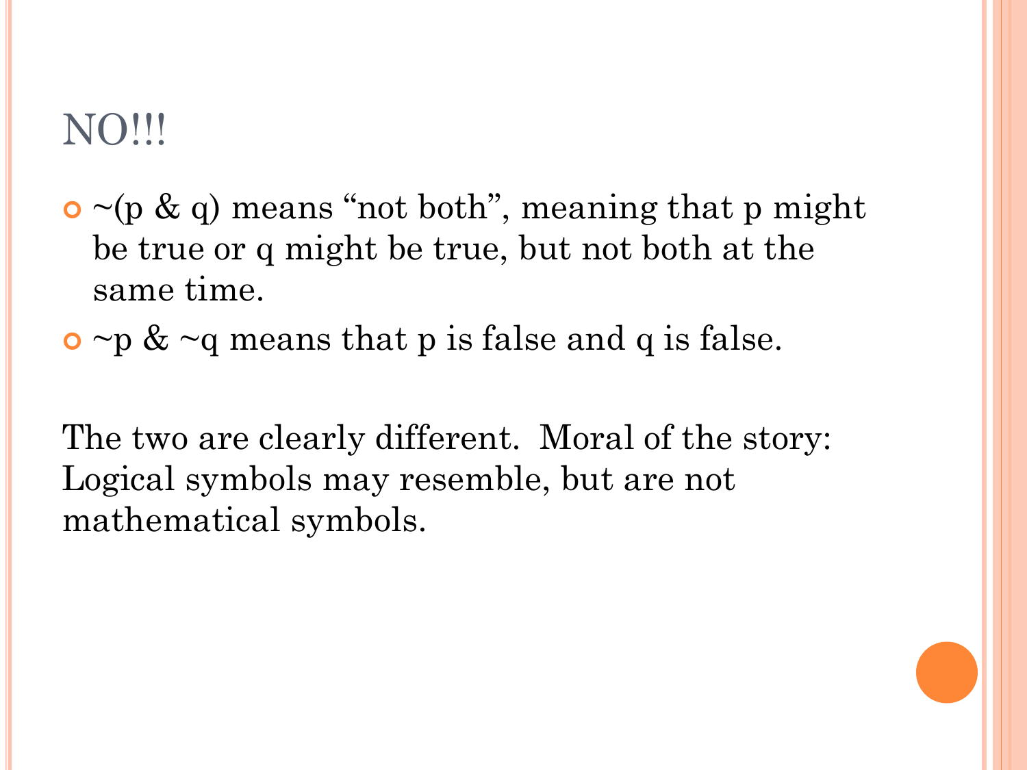# NO!!!

- ~(p & q) means "not both", meaning that p might be true or q might be true, but not both at the same time.
- ~p & ~q means that p is false and q is false.

The two are clearly different. Moral of the story: Logical symbols may resemble, but are not mathematical symbols.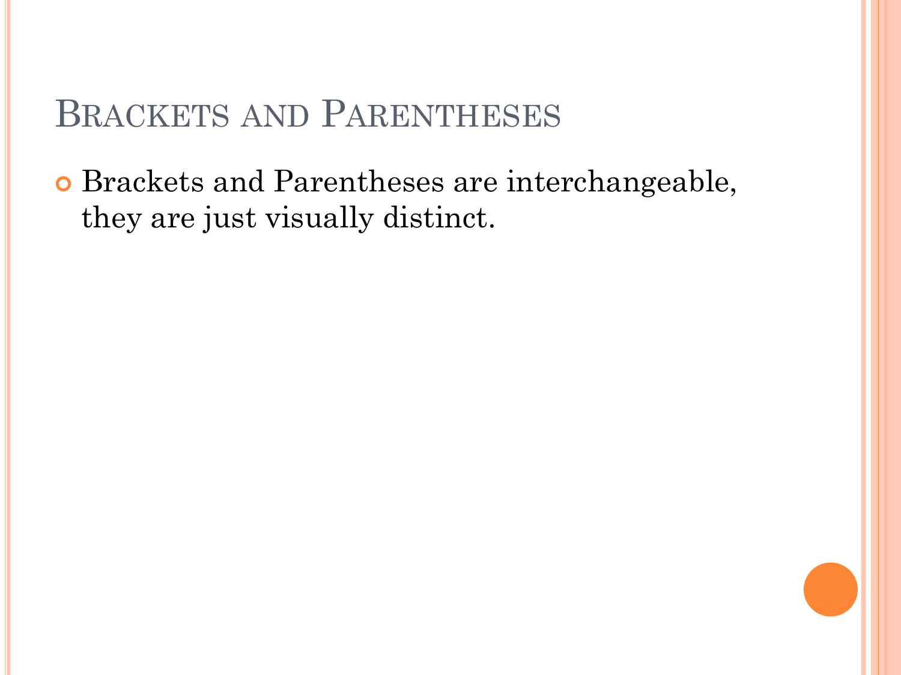# Brackets and Parentheses

- Brackets and Parentheses are interchangeable, they are just visually distinct.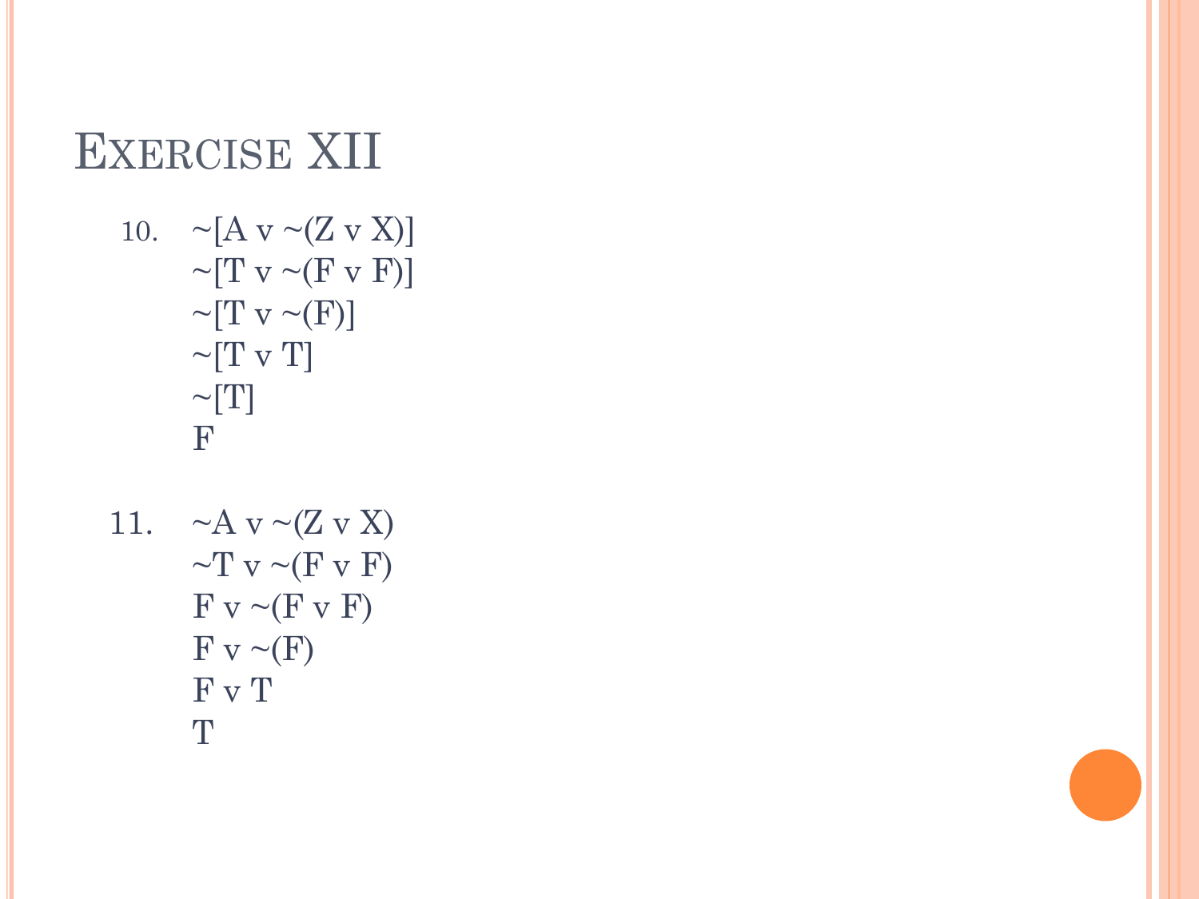# Exercise XII

10. ~[A v ~(Z v X)]
    ~[T v ~(F v F)]
    ~[T v ~(F)]
    ~[T v T]
    ~[T]
    F

11. ~A v ~(Z v X)
    ~T v ~(F v F)
    F v ~(F v F)
    F v ~(F)
    F v T
    T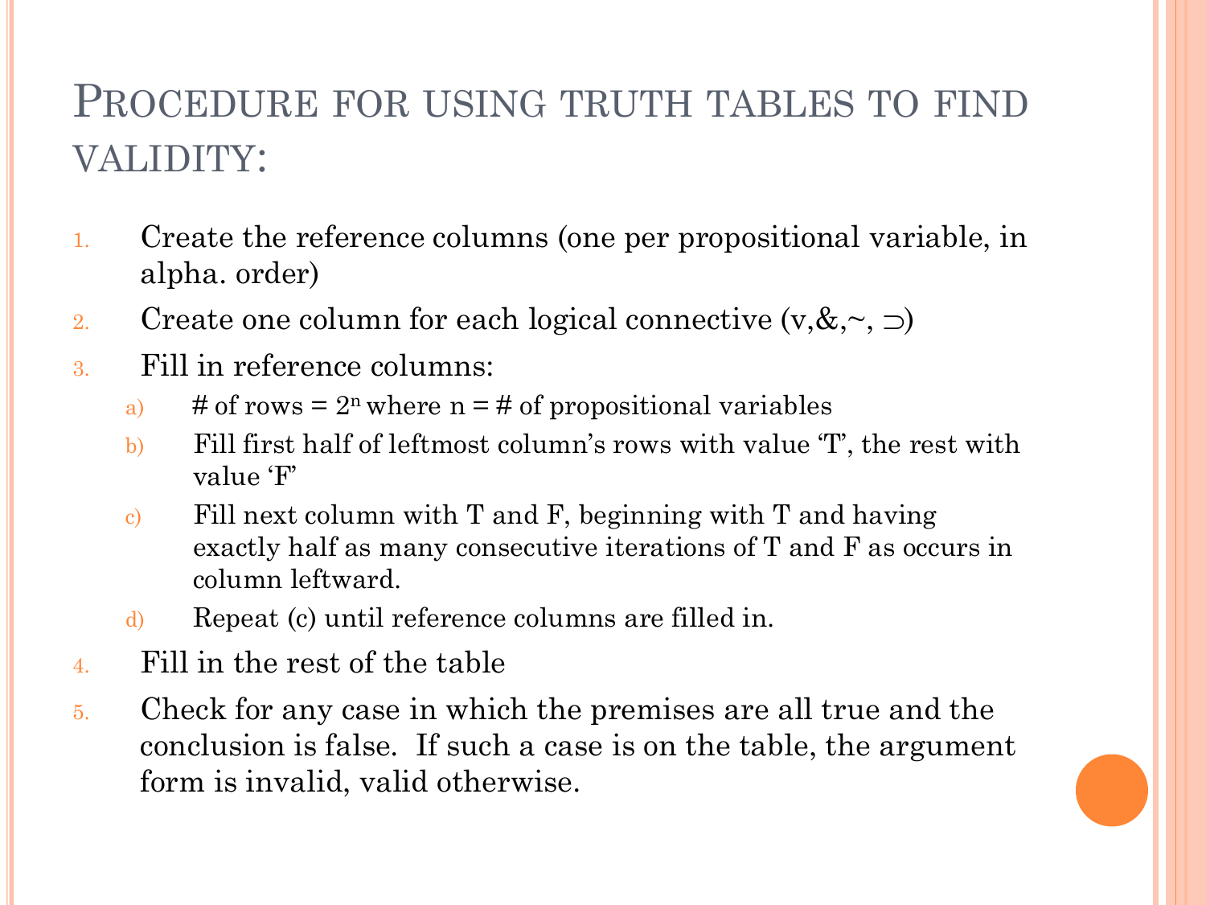# Procedure for using truth tables to find validity:

1. Create the reference columns (one per propositional variable, in alpha. order)
2. Create one column for each logical connective (v,&,~, ⊃)
3. Fill in reference columns:
   a) # of rows = $2^n$ where n = # of propositional variables
   b) Fill first half of leftmost column's rows with value 'T', the rest with value 'F'
   c) Fill next column with T and F, beginning with T and having exactly half as many consecutive iterations of T and F as occurs in column leftward.
   d) Repeat (c) until reference columns are filled in.
4. Fill in the rest of the table
5. Check for any case in which the premises are all true and the conclusion is false. If such a case is on the table, the argument form is invalid, valid otherwise.